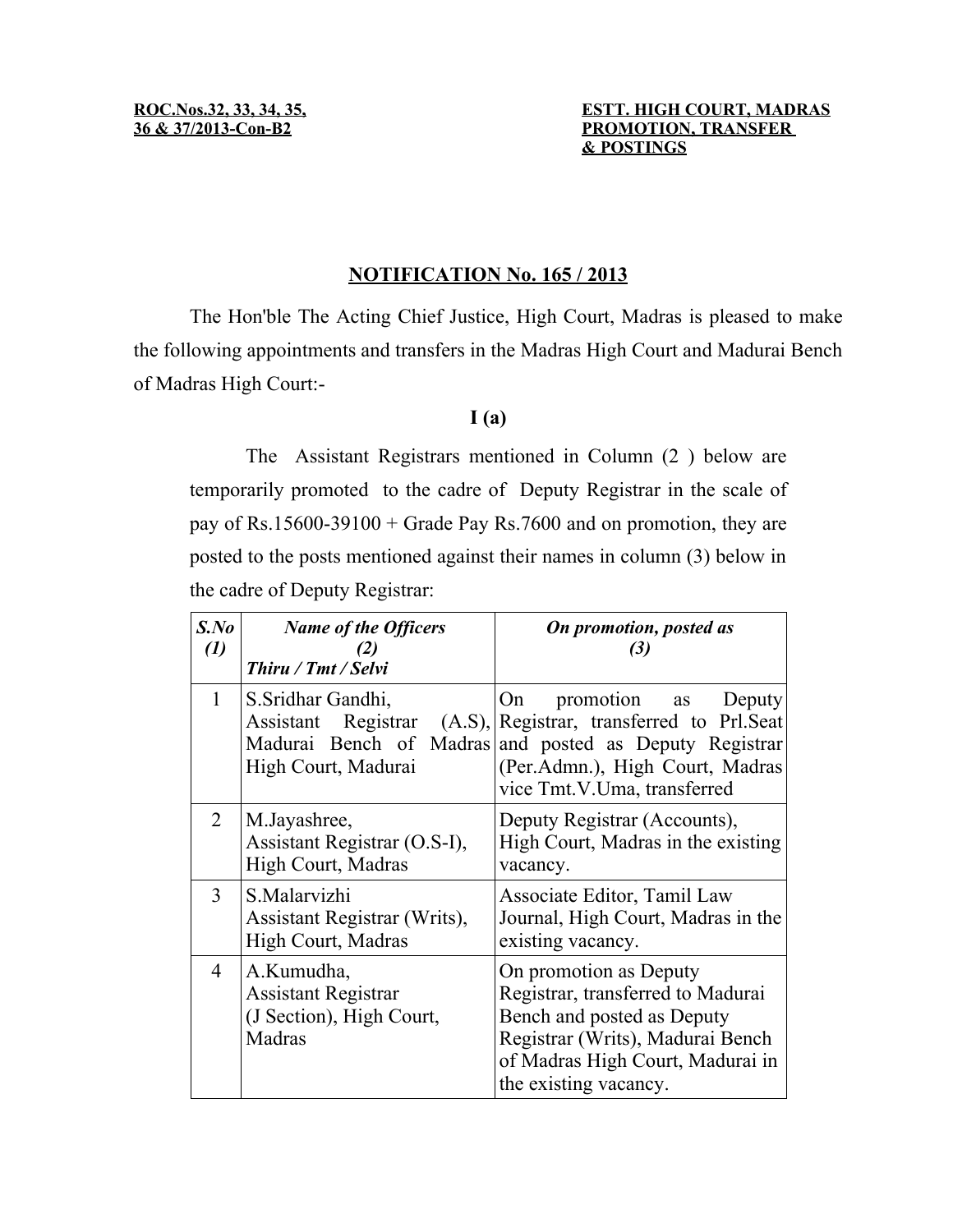**ROC.Nos.32, 33, 34, 35, 36 & 37/2013-Con-B2**

**ESTT. HIGH COURT, MADRAS PROMOTION, TRANSFER & POSTINGS**

## NOTIFICATION No. 165 / 2013

The Hon'ble The Acting Chief Justice, High Court, Madras is pleased to make the following appointments and transfers in the Madras High Court and Madurai Bench of Madras High Court:-

### I (a)

The Assistant Registrars mentioned in Column (2 ) below are temporarily promoted to the cadre of Deputy Registrar in the scale of pay of Rs.15600-39100 + Grade Pay Rs.7600 and on promotion, they are posted to the posts mentioned against their names in column (3) below in the cadre of Deputy Registrar:

| *S.No (1)* | *Name of the Officers (2) Thiru / Tmt / Selvi* | *On promotion, posted as (3)* |
|---|---|---|
| 1 | S.Sridhar Gandhi, Assistant Registrar (A.S), Madurai Bench of Madras High Court, Madurai | On promotion as Deputy Registrar, transferred to Prl.Seat and posted as Deputy Registrar (Per.Admn.), High Court, Madras vice Tmt.V.Uma, transferred |
| 2 | M.Jayashree, Assistant Registrar (O.S-I), High Court, Madras | Deputy Registrar (Accounts), High Court, Madras in the existing vacancy. |
| 3 | S.Malarvizhi Assistant Registrar (Writs), High Court, Madras | Associate Editor, Tamil Law Journal, High Court, Madras in the existing vacancy. |
| 4 | A.Kumudha, Assistant Registrar (J Section), High Court, Madras | On promotion as Deputy Registrar, transferred to Madurai Bench and posted as Deputy Registrar (Writs), Madurai Bench of Madras High Court, Madurai in the existing vacancy. |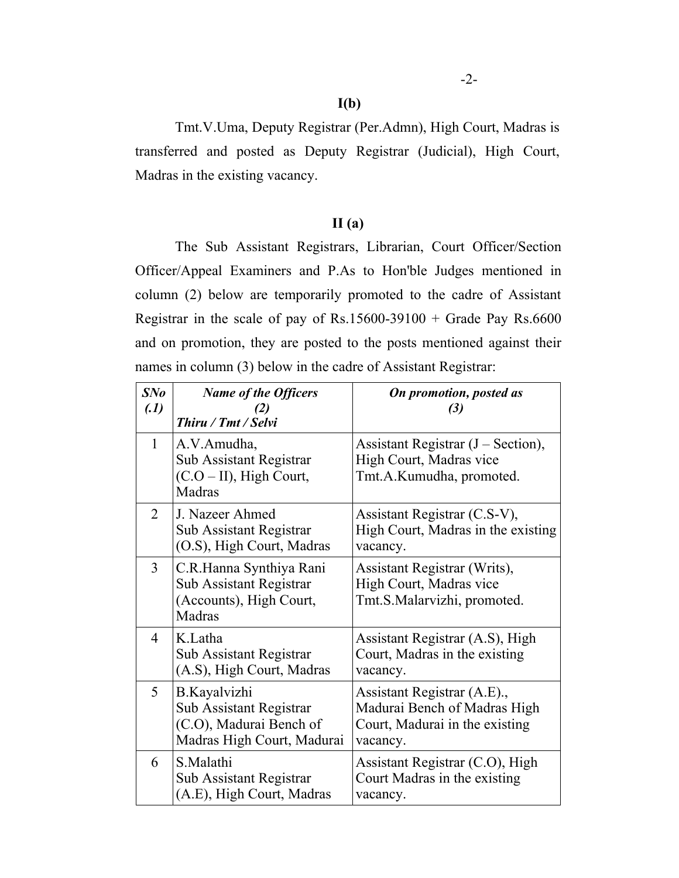### I(b)

Tmt.V.Uma, Deputy Registrar (Per.Admn), High Court, Madras is transferred and posted as Deputy Registrar (Judicial), High Court, Madras in the existing vacancy.

### II (a)

The Sub Assistant Registrars, Librarian, Court Officer/Section Officer/Appeal Examiners and P.As to Hon'ble Judges mentioned in column (2) below are temporarily promoted to the cadre of Assistant Registrar in the scale of pay of Rs.15600-39100 + Grade Pay Rs.6600 and on promotion, they are posted to the posts mentioned against their names in column (3) below in the cadre of Assistant Registrar:

| ***SNo (.1)*** | ***Name of the Officers (2) Thiru / Tmt / Selvi*** | ***On promotion, posted as (3)*** |
|---|---|---|
| 1 | A.V.Amudha, Sub Assistant Registrar (C.O – II), High Court, Madras | Assistant Registrar (J – Section), High Court, Madras vice Tmt.A.Kumudha, promoted. |
| 2 | J. Nazeer Ahmed Sub Assistant Registrar (O.S), High Court, Madras | Assistant Registrar (C.S-V), High Court, Madras in the existing vacancy. |
| 3 | C.R.Hanna Synthiya Rani Sub Assistant Registrar (Accounts), High Court, Madras | Assistant Registrar (Writs), High Court, Madras vice Tmt.S.Malarvizhi, promoted. |
| 4 | K.Latha Sub Assistant Registrar (A.S), High Court, Madras | Assistant Registrar (A.S), High Court, Madras in the existing vacancy. |
| 5 | B.Kayalvizhi Sub Assistant Registrar (C.O), Madurai Bench of Madras High Court, Madurai | Assistant Registrar (A.E)., Madurai Bench of Madras High Court, Madurai in the existing vacancy. |
| 6 | S.Malathi Sub Assistant Registrar (A.E), High Court, Madras | Assistant Registrar (C.O), High Court Madras in the existing vacancy. |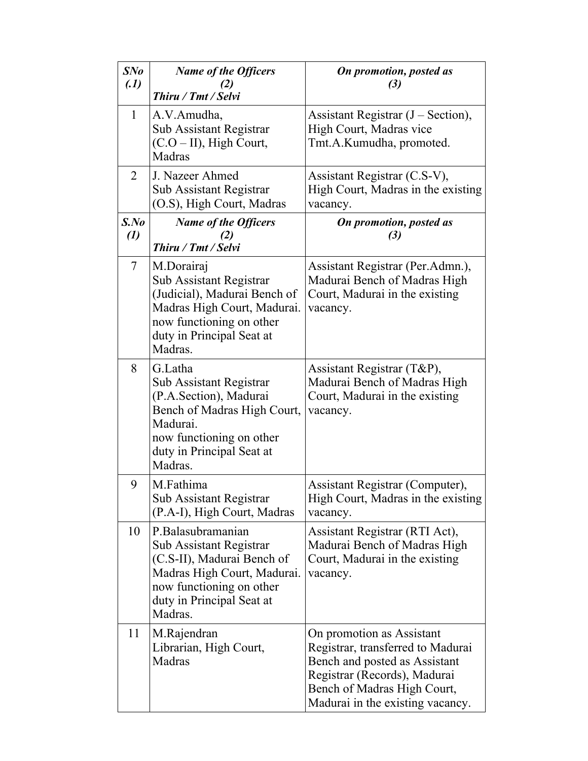| *SNo (.1)* | *Name of the Officers (2) Thiru / Tmt / Selvi* | *On promotion, posted as (3)* |
|---|---|---|
| 1 | A.V.Amudha, Sub Assistant Registrar (C.O – II), High Court, Madras | Assistant Registrar (J – Section), High Court, Madras vice Tmt.A.Kumudha, promoted. |
| 2 | J. Nazeer Ahmed Sub Assistant Registrar (O.S), High Court, Madras | Assistant Registrar (C.S-V), High Court, Madras in the existing vacancy. |
| ***S.No (1)*** | ***Name of the Officers (2) Thiru / Tmt / Selvi*** | ***On promotion, posted as (3)*** |
| 7 | M.Dorairaj Sub Assistant Registrar (Judicial), Madurai Bench of Madras High Court, Madurai. now functioning on other duty in Principal Seat at Madras. | Assistant Registrar (Per.Admn.), Madurai Bench of Madras High Court, Madurai in the existing vacancy. |
| 8 | G.Latha Sub Assistant Registrar (P.A.Section), Madurai Bench of Madras High Court, Madurai. now functioning on other duty in Principal Seat at Madras. | Assistant Registrar (T&P), Madurai Bench of Madras High Court, Madurai in the existing vacancy. |
| 9 | M.Fathima Sub Assistant Registrar (P.A-I), High Court, Madras | Assistant Registrar (Computer), High Court, Madras in the existing vacancy. |
| 10 | P.Balasubramanian Sub Assistant Registrar (C.S-II), Madurai Bench of Madras High Court, Madurai. now functioning on other duty in Principal Seat at Madras. | Assistant Registrar (RTI Act), Madurai Bench of Madras High Court, Madurai in the existing vacancy. |
| 11 | M.Rajendran Librarian, High Court, Madras | On promotion as Assistant Registrar, transferred to Madurai Bench and posted as Assistant Registrar (Records), Madurai Bench of Madras High Court, Madurai in the existing vacancy. |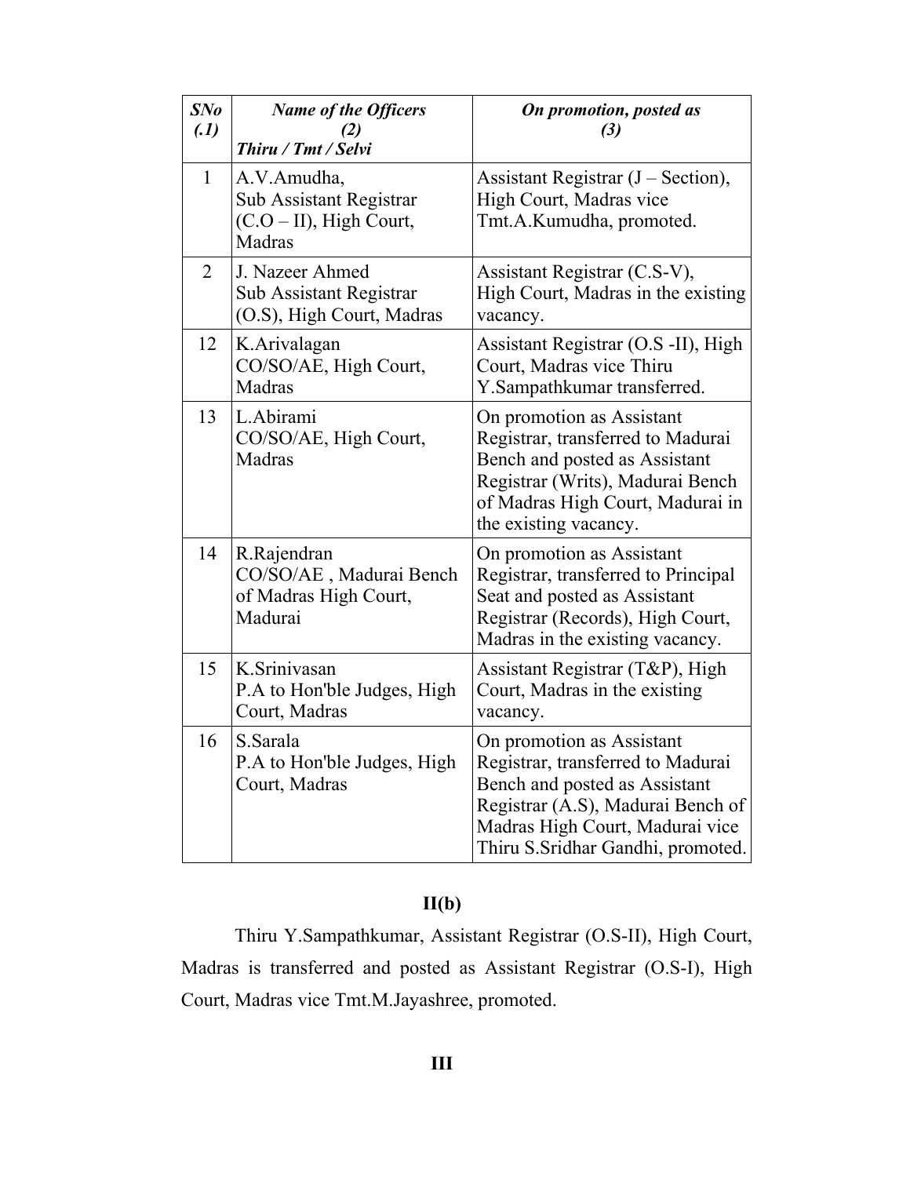| *SNo (.1)* | *Name of the Officers (2) Thiru / Tmt / Selvi* | *On promotion, posted as (3)* |
|---|---|---|
| 1 | A.V.Amudha, Sub Assistant Registrar (C.O – II), High Court, Madras | Assistant Registrar (J – Section), High Court, Madras vice Tmt.A.Kumudha, promoted. |
| 2 | J. Nazeer Ahmed Sub Assistant Registrar (O.S), High Court, Madras | Assistant Registrar (C.S-V), High Court, Madras in the existing vacancy. |
| 12 | K.Arivalagan CO/SO/AE, High Court, Madras | Assistant Registrar (O.S -II), High Court, Madras vice Thiru Y.Sampathkumar transferred. |
| 13 | L.Abirami CO/SO/AE, High Court, Madras | On promotion as Assistant Registrar, transferred to Madurai Bench and posted as Assistant Registrar (Writs), Madurai Bench of Madras High Court, Madurai in the existing vacancy. |
| 14 | R.Rajendran CO/SO/AE , Madurai Bench of Madras High Court, Madurai | On promotion as Assistant Registrar, transferred to Principal Seat and posted as Assistant Registrar (Records), High Court, Madras in the existing vacancy. |
| 15 | K.Srinivasan P.A to Hon'ble Judges, High Court, Madras | Assistant Registrar (T&P), High Court, Madras in the existing vacancy. |
| 16 | S.Sarala P.A to Hon'ble Judges, High Court, Madras | On promotion as Assistant Registrar, transferred to Madurai Bench and posted as Assistant Registrar (A.S), Madurai Bench of Madras High Court, Madurai vice Thiru S.Sridhar Gandhi, promoted. |

## II(b)

Thiru Y.Sampathkumar, Assistant Registrar (O.S-II), High Court, Madras is transferred and posted as Assistant Registrar (O.S-I), High Court, Madras vice Tmt.M.Jayashree, promoted.

## III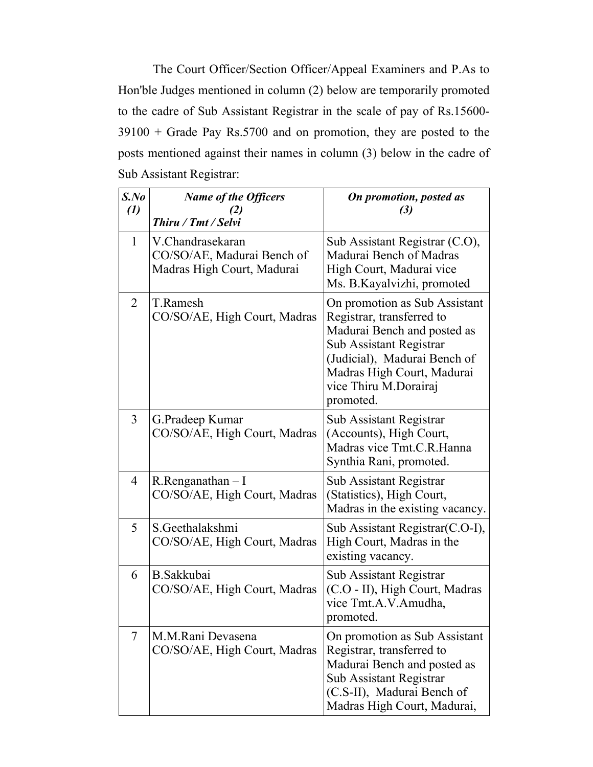The Court Officer/Section Officer/Appeal Examiners and P.As to Hon'ble Judges mentioned in column (2) below are temporarily promoted to the cadre of Sub Assistant Registrar in the scale of pay of Rs.15600-39100 + Grade Pay Rs.5700 and on promotion, they are posted to the posts mentioned against their names in column (3) below in the cadre of Sub Assistant Registrar:

| ***S.No (1)*** | ***Name of the Officers (2) Thiru / Tmt / Selvi*** | ***On promotion, posted as (3)*** |
|---|---|---|
| 1 | V.Chandrasekaran CO/SO/AE, Madurai Bench of Madras High Court, Madurai | Sub Assistant Registrar (C.O), Madurai Bench of Madras High Court, Madurai vice Ms. B.Kayalvizhi, promoted |
| 2 | T.Ramesh CO/SO/AE, High Court, Madras | On promotion as Sub Assistant Registrar, transferred to Madurai Bench and posted as Sub Assistant Registrar (Judicial), Madurai Bench of Madras High Court, Madurai vice Thiru M.Dorairaj promoted. |
| 3 | G.Pradeep Kumar CO/SO/AE, High Court, Madras | Sub Assistant Registrar (Accounts), High Court, Madras vice Tmt.C.R.Hanna Synthia Rani, promoted. |
| 4 | R.Renganathan – I CO/SO/AE, High Court, Madras | Sub Assistant Registrar (Statistics), High Court, Madras in the existing vacancy. |
| 5 | S.Geethalakshmi CO/SO/AE, High Court, Madras | Sub Assistant Registrar(C.O-I), High Court, Madras in the existing vacancy. |
| 6 | B.Sakkubai CO/SO/AE, High Court, Madras | Sub Assistant Registrar (C.O - II), High Court, Madras vice Tmt.A.V.Amudha, promoted. |
| 7 | M.M.Rani Devasena CO/SO/AE, High Court, Madras | On promotion as Sub Assistant Registrar, transferred to Madurai Bench and posted as Sub Assistant Registrar (C.S-II), Madurai Bench of Madras High Court, Madurai, |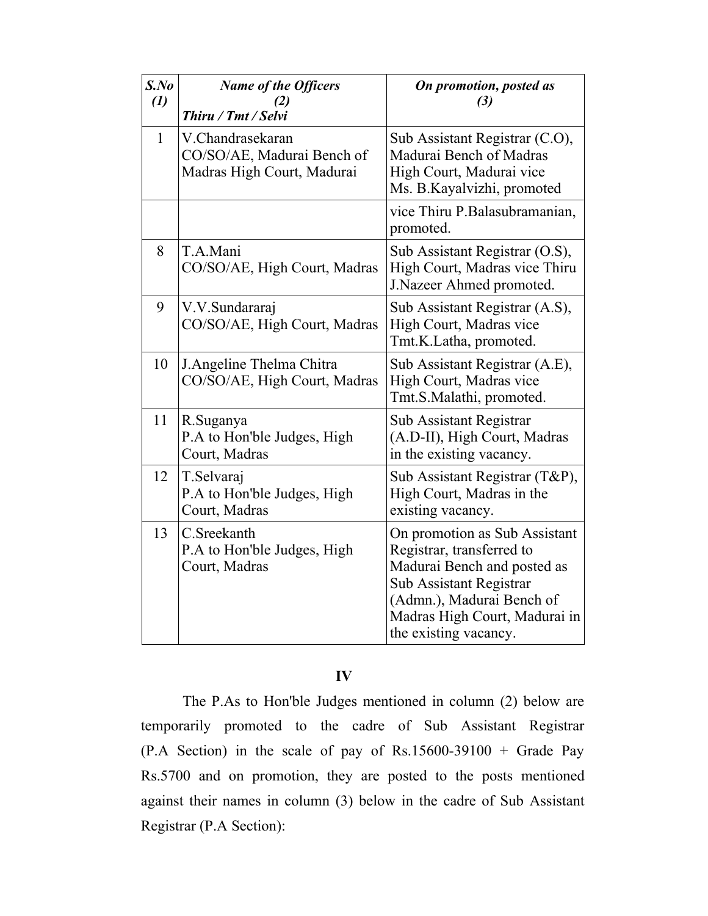| *S.No (1)* | *Name of the Officers (2) Thiru / Tmt / Selvi* | *On promotion, posted as (3)* |
|---|---|---|
| 1 | V.Chandrasekaran CO/SO/AE, Madurai Bench of Madras High Court, Madurai | Sub Assistant Registrar (C.O), Madurai Bench of Madras High Court, Madurai vice Ms. B.Kayalvizhi, promoted |
| | | vice Thiru P.Balasubramanian, promoted. |
| 8 | T.A.Mani CO/SO/AE, High Court, Madras | Sub Assistant Registrar (O.S), High Court, Madras vice Thiru J.Nazeer Ahmed promoted. |
| 9 | V.V.Sundararaj CO/SO/AE, High Court, Madras | Sub Assistant Registrar (A.S), High Court, Madras vice Tmt.K.Latha, promoted. |
| 10 | J.Angeline Thelma Chitra CO/SO/AE, High Court, Madras | Sub Assistant Registrar (A.E), High Court, Madras vice Tmt.S.Malathi, promoted. |
| 11 | R.Suganya P.A to Hon'ble Judges, High Court, Madras | Sub Assistant Registrar (A.D-II), High Court, Madras in the existing vacancy. |
| 12 | T.Selvaraj P.A to Hon'ble Judges, High Court, Madras | Sub Assistant Registrar (T&P), High Court, Madras in the existing vacancy. |
| 13 | C.Sreekanth P.A to Hon'ble Judges, High Court, Madras | On promotion as Sub Assistant Registrar, transferred to Madurai Bench and posted as Sub Assistant Registrar (Admn.), Madurai Bench of Madras High Court, Madurai in the existing vacancy. |

**IV**

The P.As to Hon'ble Judges mentioned in column (2) below are temporarily promoted to the cadre of Sub Assistant Registrar (P.A Section) in the scale of pay of Rs.15600-39100 + Grade Pay Rs.5700 and on promotion, they are posted to the posts mentioned against their names in column (3) below in the cadre of Sub Assistant Registrar (P.A Section):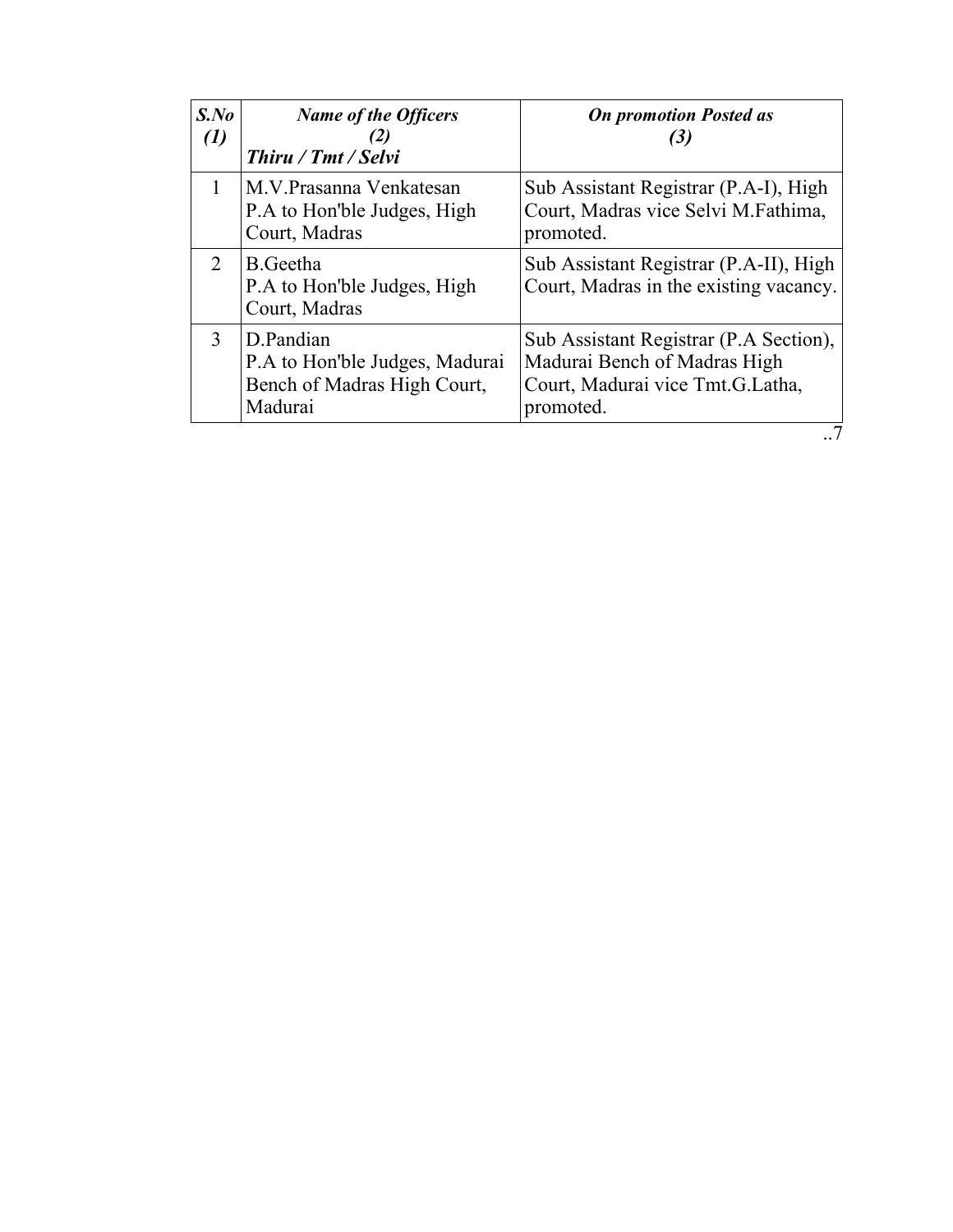| ***S.No (1)*** | ***Name of the Officers (2) Thiru / Tmt / Selvi*** | ***On promotion Posted as (3)*** |
|---|---|---|
| 1 | M.V.Prasanna Venkatesan P.A to Hon'ble Judges, High Court, Madras | Sub Assistant Registrar (P.A-I), High Court, Madras vice Selvi M.Fathima, promoted. |
| 2 | B.Geetha P.A to Hon'ble Judges, High Court, Madras | Sub Assistant Registrar (P.A-II), High Court, Madras in the existing vacancy. |
| 3 | D.Pandian P.A to Hon'ble Judges, Madurai Bench of Madras High Court, Madurai | Sub Assistant Registrar (P.A Section), Madurai Bench of Madras High Court, Madurai vice Tmt.G.Latha, promoted. |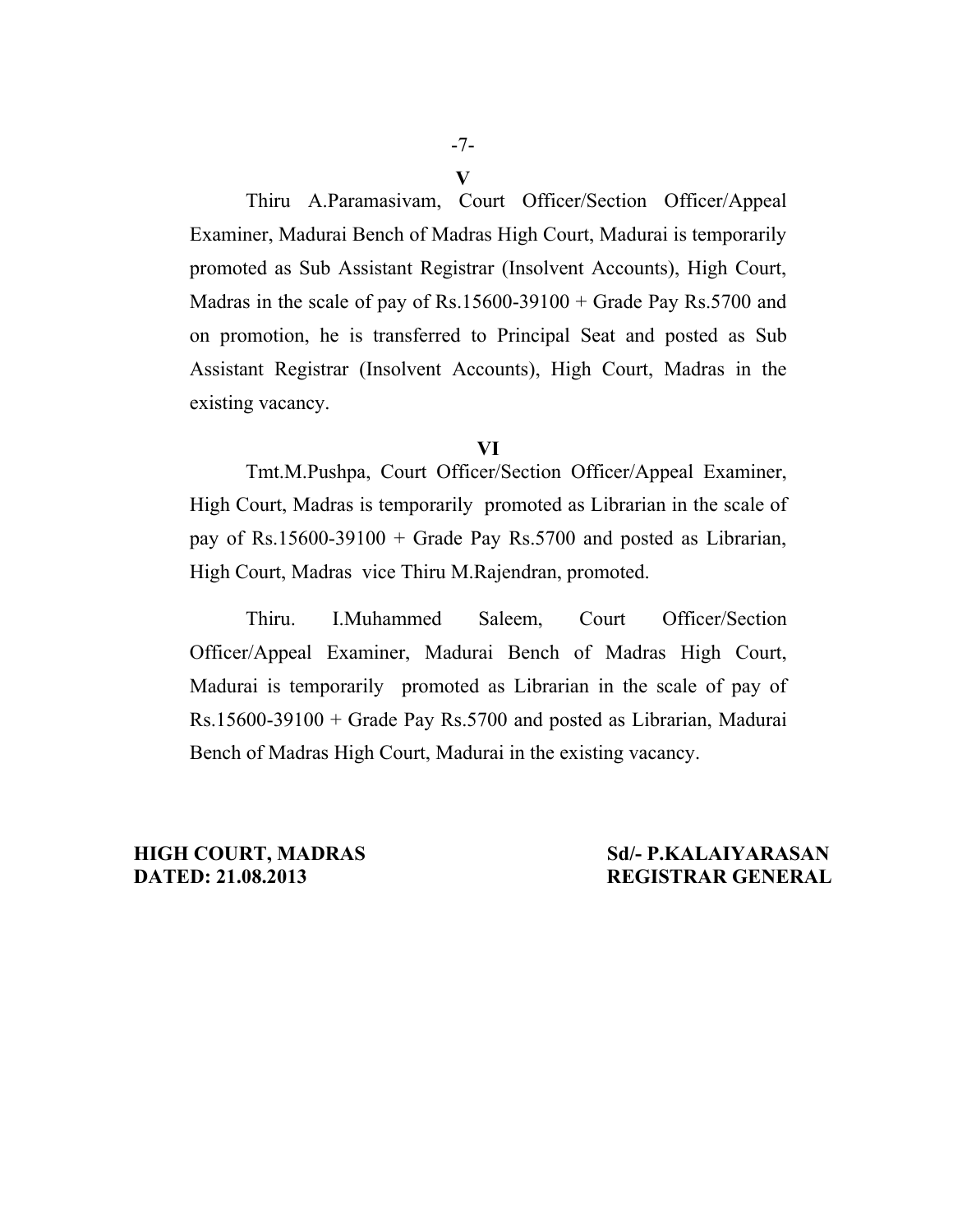**V**

Thiru A.Paramasivam, Court Officer/Section Officer/Appeal Examiner, Madurai Bench of Madras High Court, Madurai is temporarily promoted as Sub Assistant Registrar (Insolvent Accounts), High Court, Madras in the scale of pay of Rs.15600-39100 + Grade Pay Rs.5700 and on promotion, he is transferred to Principal Seat and posted as Sub Assistant Registrar (Insolvent Accounts), High Court, Madras in the existing vacancy.

**VI**

Tmt.M.Pushpa, Court Officer/Section Officer/Appeal Examiner, High Court, Madras is temporarily promoted as Librarian in the scale of pay of Rs.15600-39100 + Grade Pay Rs.5700 and posted as Librarian, High Court, Madras vice Thiru M.Rajendran, promoted.

Thiru. I.Muhammed Saleem, Court Officer/Section Officer/Appeal Examiner, Madurai Bench of Madras High Court, Madurai is temporarily promoted as Librarian in the scale of pay of Rs.15600-39100 + Grade Pay Rs.5700 and posted as Librarian, Madurai Bench of Madras High Court, Madurai in the existing vacancy.

**HIGH COURT, MADRAS**
**DATED: 21.08.2013**

**Sd/- P.KALAIYARASAN**
**REGISTRAR GENERAL**